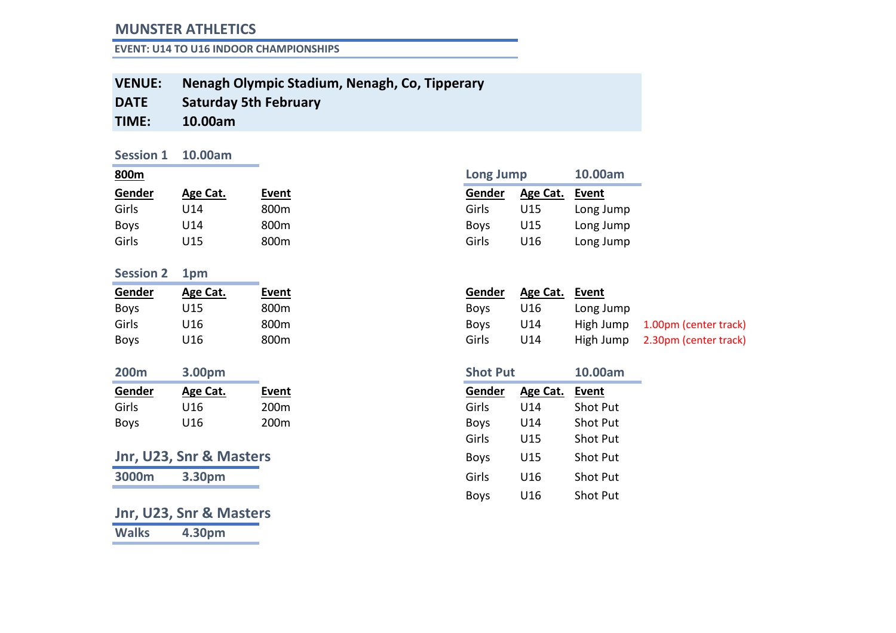# MUNSTER ATHLETICS

**EVENT: U14 TO U16 INDOOR CHAMPIONSHIPS**

**VENUE:** Nenagh Olympic Stadium, Nenagh, Co, Tipperary
**DATE** Saturday 5th February
**TIME:** 10.00am

## Session 1 10.00am

**800m**

| Gender | Age Cat. | Event |
|---|---|---|
| Girls | U14 | 800m |
| Boys | U14 | 800m |
| Girls | U15 | 800m |

## Session 2 1pm

| Gender | Age Cat. | Event |
|---|---|---|
| Boys | U15 | 800m |
| Girls | U16 | 800m |
| Boys | U16 | 800m |

## 200m 3.00pm

| Gender | Age Cat. | Event |
|---|---|---|
| Girls | U16 | 200m |
| Boys | U16 | 200m |

## Jnr, U23, Snr & Masters

**3000m 3.30pm**

## Jnr, U23, Snr & Masters

**Walks 4.30pm**

## Long Jump 10.00am

| Gender | Age Cat. | Event |
|---|---|---|
| Girls | U15 | Long Jump |
| Boys | U15 | Long Jump |
| Girls | U16 | Long Jump |

| Gender | Age Cat. | Event | |
|---|---|---|---|
| Boys | U16 | Long Jump | |
| Boys | U14 | High Jump | 1.00pm (center track) |
| Girls | U14 | High Jump | 2.30pm (center track) |

## Shot Put 10.00am

| Gender | Age Cat. | Event |
|---|---|---|
| Girls | U14 | Shot Put |
| Boys | U14 | Shot Put |
| Girls | U15 | Shot Put |
| Boys | U15 | Shot Put |
| Girls | U16 | Shot Put |
| Boys | U16 | Shot Put |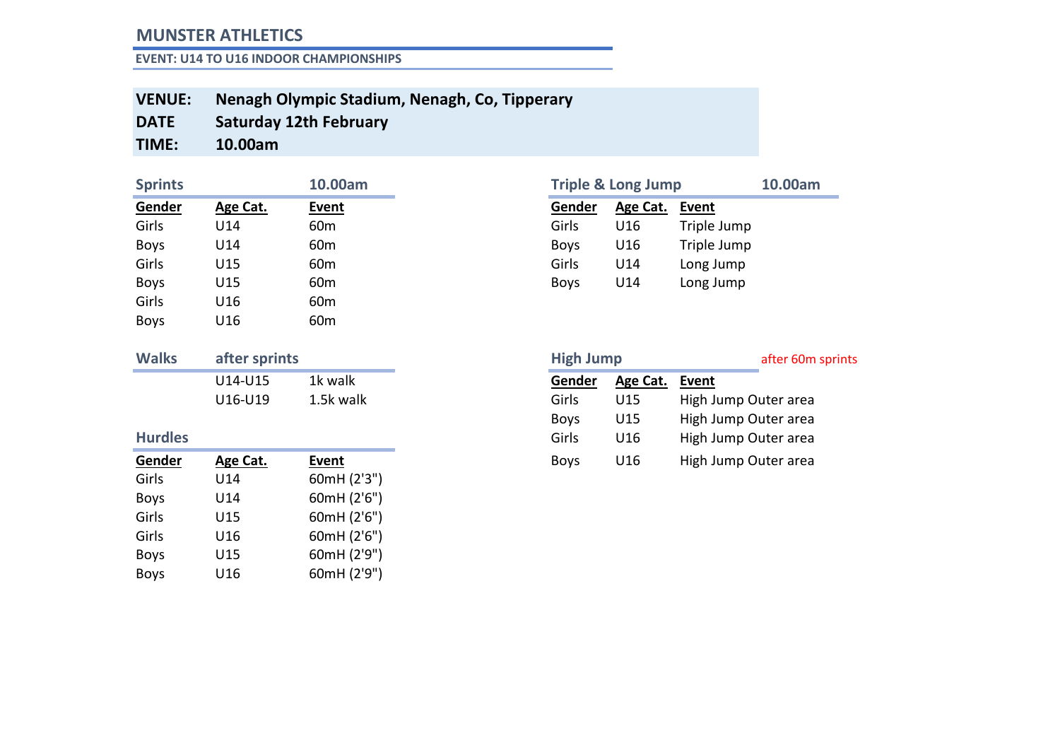# MUNSTER ATHLETICS

**EVENT: U14 TO U16 INDOOR CHAMPIONSHIPS**

**VENUE:** Nenagh Olympic Stadium, Nenagh, Co, Tipperary
**DATE** Saturday 12th February
**TIME:** 10.00am

## Sprints — 10.00am

| Gender | Age Cat. | Event |
|---|---|---|
| Girls | U14 | 60m |
| Boys | U14 | 60m |
| Girls | U15 | 60m |
| Boys | U15 | 60m |
| Girls | U16 | 60m |
| Boys | U16 | 60m |

## Walks — after sprints

| | Age Cat. | Event |
|---|---|---|
| | U14-U15 | 1k walk |
| | U16-U19 | 1.5k walk |

## Hurdles

| Gender | Age Cat. | Event |
|---|---|---|
| Girls | U14 | 60mH (2'3") |
| Boys | U14 | 60mH (2'6") |
| Girls | U15 | 60mH (2'6") |
| Girls | U16 | 60mH (2'6") |
| Boys | U15 | 60mH (2'9") |
| Boys | U16 | 60mH (2'9") |

## Triple & Long Jump — 10.00am

| Gender | Age Cat. | Event |
|---|---|---|
| Girls | U16 | Triple Jump |
| Boys | U16 | Triple Jump |
| Girls | U14 | Long Jump |
| Boys | U14 | Long Jump |

## High Jump — after 60m sprints

| Gender | Age Cat. | Event |
|---|---|---|
| Girls | U15 | High Jump Outer area |
| Boys | U15 | High Jump Outer area |
| Girls | U16 | High Jump Outer area |
| Boys | U16 | High Jump Outer area |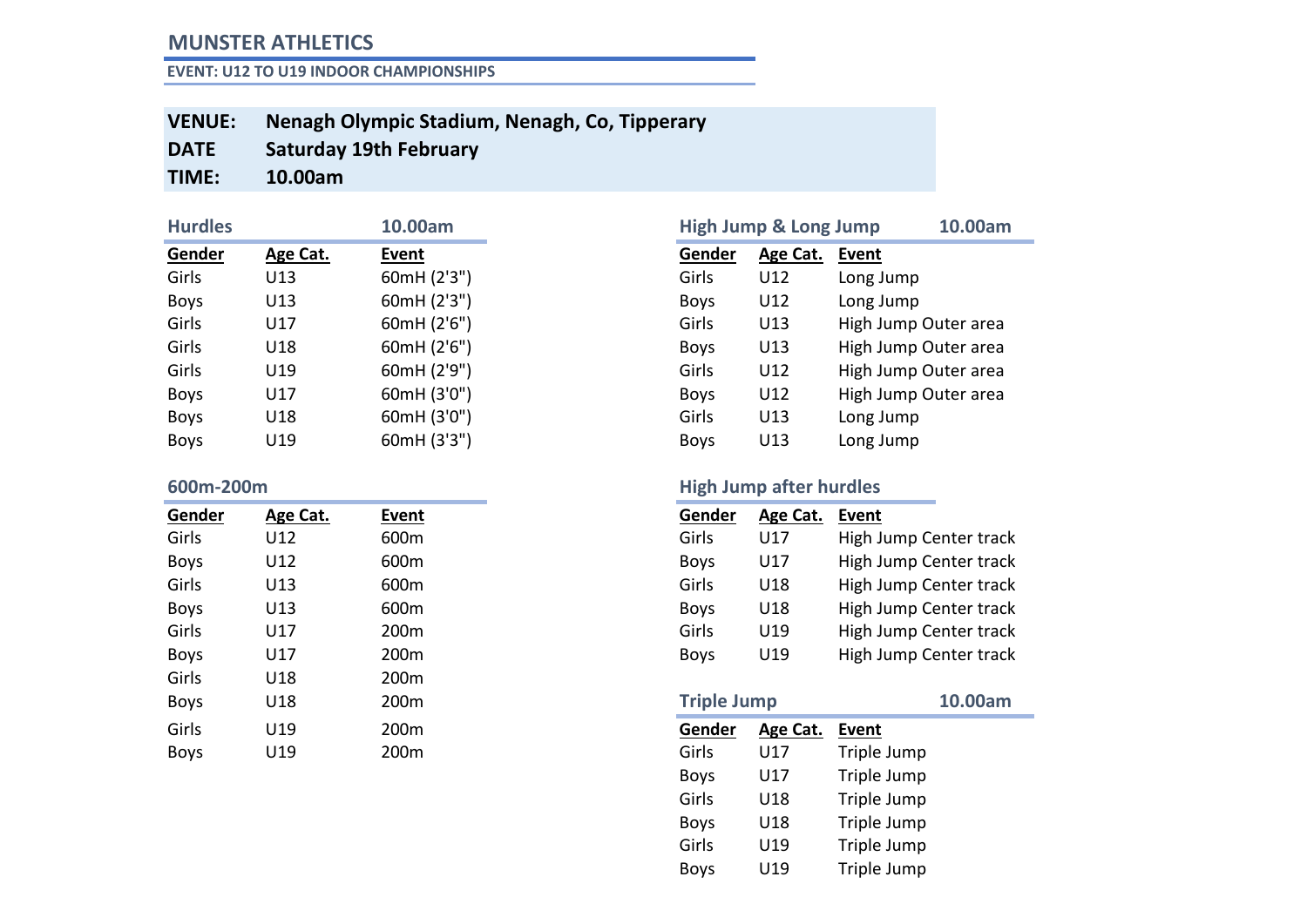## MUNSTER ATHLETICS

### EVENT: U12 TO U19 INDOOR CHAMPIONSHIPS

**VENUE:** Nenagh Olympic Stadium, Nenagh, Co, Tipperary
**DATE** Saturday 19th February
**TIME:** 10.00am

### Hurdles — 10.00am

| Gender | Age Cat. | Event |
|---|---|---|
| Girls | U13 | 60mH (2'3") |
| Boys | U13 | 60mH (2'3") |
| Girls | U17 | 60mH (2'6") |
| Girls | U18 | 60mH (2'6") |
| Girls | U19 | 60mH (2'9") |
| Boys | U17 | 60mH (3'0") |
| Boys | U18 | 60mH (3'0") |
| Boys | U19 | 60mH (3'3") |

### 600m-200m

| Gender | Age Cat. | Event |
|---|---|---|
| Girls | U12 | 600m |
| Boys | U12 | 600m |
| Girls | U13 | 600m |
| Boys | U13 | 600m |
| Girls | U17 | 200m |
| Boys | U17 | 200m |
| Girls | U18 | 200m |
| Boys | U18 | 200m |
| Girls | U19 | 200m |
| Boys | U19 | 200m |

### High Jump & Long Jump — 10.00am

| Gender | Age Cat. | Event |
|---|---|---|
| Girls | U12 | Long Jump |
| Boys | U12 | Long Jump |
| Girls | U13 | High Jump Outer area |
| Boys | U13 | High Jump Outer area |
| Girls | U12 | High Jump Outer area |
| Boys | U12 | High Jump Outer area |
| Girls | U13 | Long Jump |
| Boys | U13 | Long Jump |

### High Jump after hurdles

| Gender | Age Cat. | Event |
|---|---|---|
| Girls | U17 | High Jump Center track |
| Boys | U17 | High Jump Center track |
| Girls | U18 | High Jump Center track |
| Boys | U18 | High Jump Center track |
| Girls | U19 | High Jump Center track |
| Boys | U19 | High Jump Center track |

### Triple Jump — 10.00am

| Gender | Age Cat. | Event |
|---|---|---|
| Girls | U17 | Triple Jump |
| Boys | U17 | Triple Jump |
| Girls | U18 | Triple Jump |
| Boys | U18 | Triple Jump |
| Girls | U19 | Triple Jump |
| Boys | U19 | Triple Jump |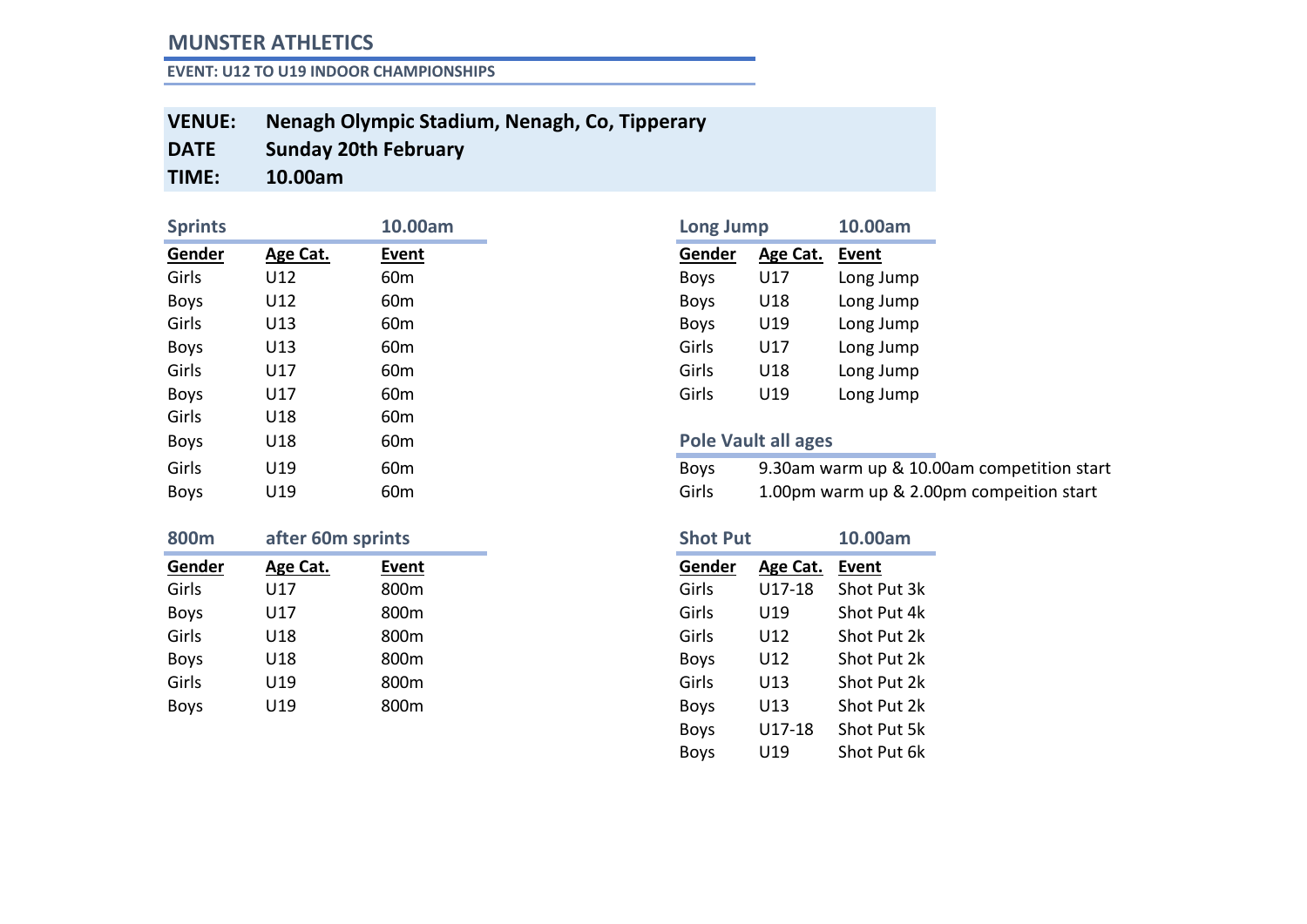## MUNSTER ATHLETICS

### EVENT: U12 TO U19 INDOOR CHAMPIONSHIPS

**VENUE:** Nenagh Olympic Stadium, Nenagh, Co, Tipperary
**DATE** Sunday 20th February
**TIME:** 10.00am

### Sprints 10.00am

| Gender | Age Cat. | Event |
|---|---|---|
| Girls | U12 | 60m |
| Boys | U12 | 60m |
| Girls | U13 | 60m |
| Boys | U13 | 60m |
| Girls | U17 | 60m |
| Boys | U17 | 60m |
| Girls | U18 | 60m |
| Boys | U18 | 60m |
| Girls | U19 | 60m |
| Boys | U19 | 60m |

### 800m after 60m sprints

| Gender | Age Cat. | Event |
|---|---|---|
| Girls | U17 | 800m |
| Boys | U17 | 800m |
| Girls | U18 | 800m |
| Boys | U18 | 800m |
| Girls | U19 | 800m |
| Boys | U19 | 800m |

### Long Jump 10.00am

| Gender | Age Cat. | Event |
|---|---|---|
| Boys | U17 | Long Jump |
| Boys | U18 | Long Jump |
| Boys | U19 | Long Jump |
| Girls | U17 | Long Jump |
| Girls | U18 | Long Jump |
| Girls | U19 | Long Jump |

### Pole Vault all ages

Boys 9.30am warm up & 10.00am competition start
Girls 1.00pm warm up & 2.00pm compeition start

### Shot Put 10.00am

| Gender | Age Cat. | Event |
|---|---|---|
| Girls | U17-18 | Shot Put 3k |
| Girls | U19 | Shot Put 4k |
| Girls | U12 | Shot Put 2k |
| Boys | U12 | Shot Put 2k |
| Girls | U13 | Shot Put 2k |
| Boys | U13 | Shot Put 2k |
| Boys | U17-18 | Shot Put 5k |
| Boys | U19 | Shot Put 6k |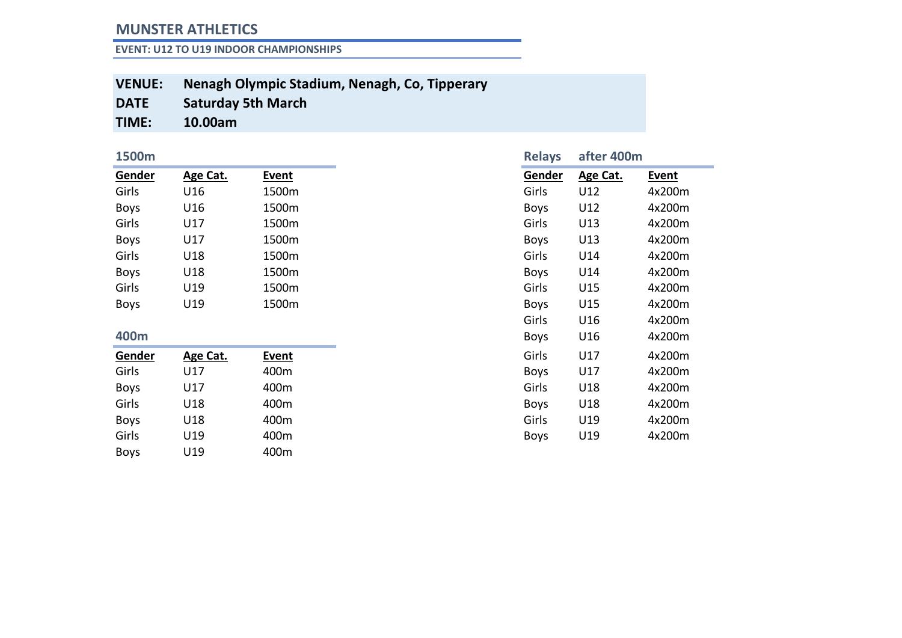## MUNSTER ATHLETICS

**EVENT: U12 TO U19 INDOOR CHAMPIONSHIPS**

| | |
|---|---|
| **VENUE:** | **Nenagh Olympic Stadium, Nenagh, Co, Tipperary** |
| **DATE** | **Saturday 5th March** |
| **TIME:** | **10.00am** |

### 1500m

| Gender | Age Cat. | Event |
|---|---|---|
| Girls | U16 | 1500m |
| Boys | U16 | 1500m |
| Girls | U17 | 1500m |
| Boys | U17 | 1500m |
| Girls | U18 | 1500m |
| Boys | U18 | 1500m |
| Girls | U19 | 1500m |
| Boys | U19 | 1500m |

### 400m

| Gender | Age Cat. | Event |
|---|---|---|
| Girls | U17 | 400m |
| Boys | U17 | 400m |
| Girls | U18 | 400m |
| Boys | U18 | 400m |
| Girls | U19 | 400m |
| Boys | U19 | 400m |

### Relays after 400m

| Gender | Age Cat. | Event |
|---|---|---|
| Girls | U12 | 4x200m |
| Boys | U12 | 4x200m |
| Girls | U13 | 4x200m |
| Boys | U13 | 4x200m |
| Girls | U14 | 4x200m |
| Boys | U14 | 4x200m |
| Girls | U15 | 4x200m |
| Boys | U15 | 4x200m |
| Girls | U16 | 4x200m |
| Boys | U16 | 4x200m |
| Girls | U17 | 4x200m |
| Boys | U17 | 4x200m |
| Girls | U18 | 4x200m |
| Boys | U18 | 4x200m |
| Girls | U19 | 4x200m |
| Boys | U19 | 4x200m |